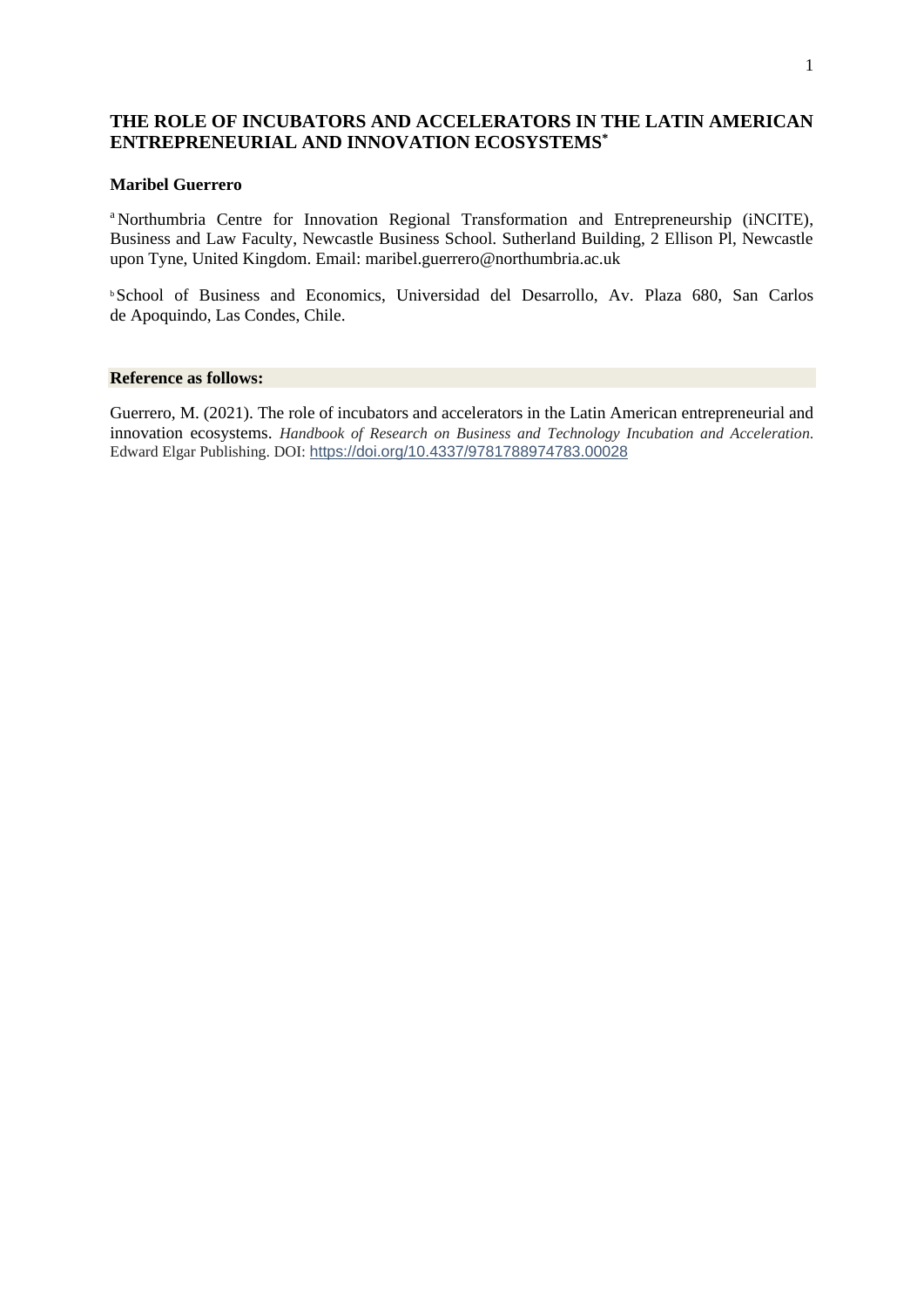# THE ROLE OF INCUBATORS AND ACCELERATORS IN THE LATIN AMERICAN ENTREPRENEURIAL AND INNOVATION ECOSYSTEMS*

**Maribel Guerrero**

[a] Northumbria Centre for Innovation Regional Transformation and Entrepreneurship (iNCITE), Business and Law Faculty, Newcastle Business School. Sutherland Building, 2 Ellison Pl, Newcastle upon Tyne, United Kingdom. Email: maribel.guerrero@northumbria.ac.uk

[b] School of Business and Economics, Universidad del Desarrollo, Av. Plaza 680, San Carlos de Apoquindo, Las Condes, Chile.

**Reference as follows:**

Guerrero, M. (2021). The role of incubators and accelerators in the Latin American entrepreneurial and innovation ecosystems. *Handbook of Research on Business and Technology Incubation and Acceleration*. Edward Elgar Publishing. DOI: https://doi.org/10.4337/9781788974783.00028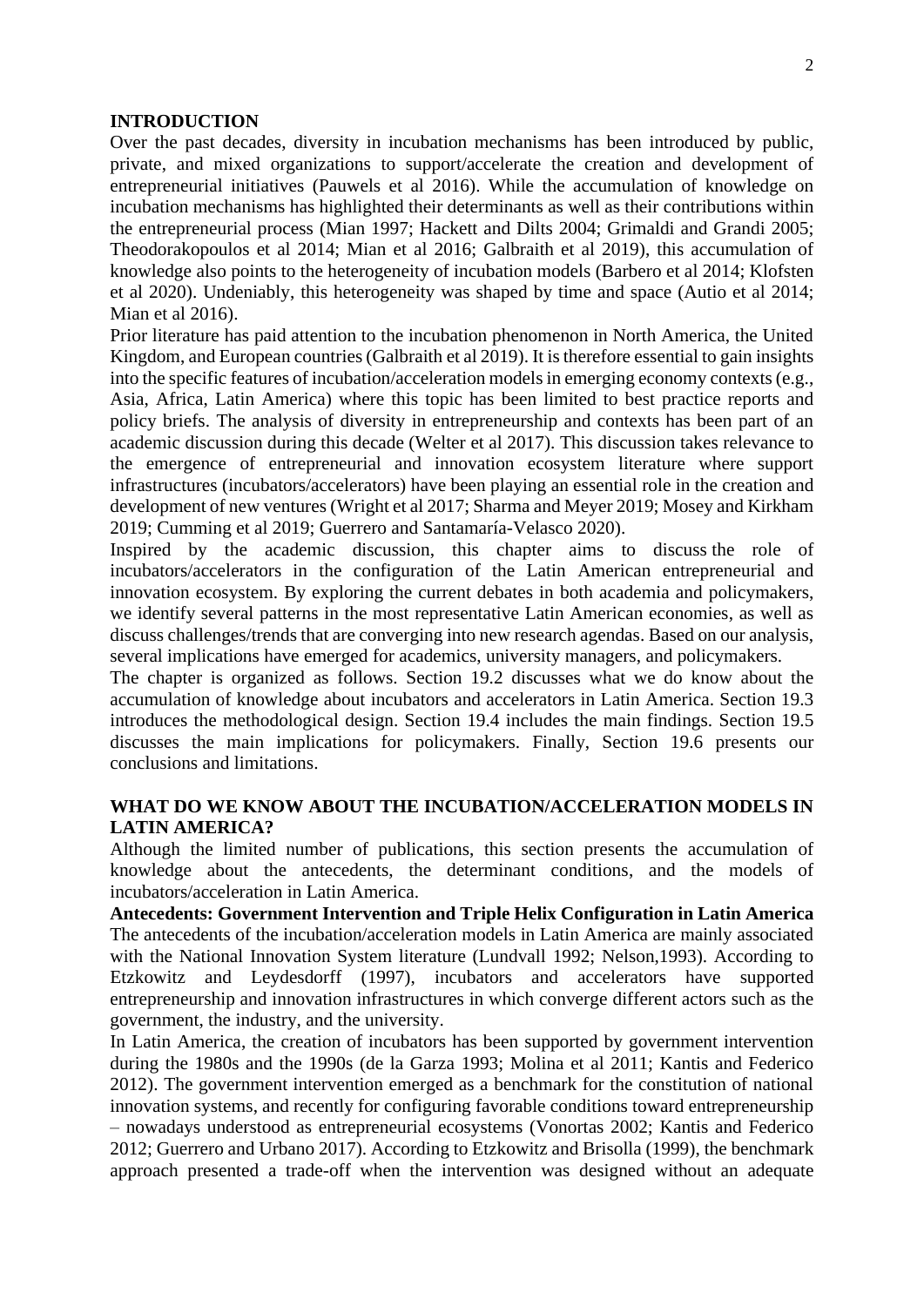## INTRODUCTION

Over the past decades, diversity in incubation mechanisms has been introduced by public, private, and mixed organizations to support/accelerate the creation and development of entrepreneurial initiatives (Pauwels et al 2016). While the accumulation of knowledge on incubation mechanisms has highlighted their determinants as well as their contributions within the entrepreneurial process (Mian 1997; Hackett and Dilts 2004; Grimaldi and Grandi 2005; Theodorakopoulos et al 2014; Mian et al 2016; Galbraith et al 2019), this accumulation of knowledge also points to the heterogeneity of incubation models (Barbero et al 2014; Klofsten et al 2020). Undeniably, this heterogeneity was shaped by time and space (Autio et al 2014; Mian et al 2016).

Prior literature has paid attention to the incubation phenomenon in North America, the United Kingdom, and European countries (Galbraith et al 2019). It is therefore essential to gain insights into the specific features of incubation/acceleration models in emerging economy contexts (e.g., Asia, Africa, Latin America) where this topic has been limited to best practice reports and policy briefs. The analysis of diversity in entrepreneurship and contexts has been part of an academic discussion during this decade (Welter et al 2017). This discussion takes relevance to the emergence of entrepreneurial and innovation ecosystem literature where support infrastructures (incubators/accelerators) have been playing an essential role in the creation and development of new ventures (Wright et al 2017; Sharma and Meyer 2019; Mosey and Kirkham 2019; Cumming et al 2019; Guerrero and Santamaría-Velasco 2020).

Inspired by the academic discussion, this chapter aims to discuss the role of incubators/accelerators in the configuration of the Latin American entrepreneurial and innovation ecosystem. By exploring the current debates in both academia and policymakers, we identify several patterns in the most representative Latin American economies, as well as discuss challenges/trends that are converging into new research agendas. Based on our analysis, several implications have emerged for academics, university managers, and policymakers.

The chapter is organized as follows. Section 19.2 discusses what we do know about the accumulation of knowledge about incubators and accelerators in Latin America. Section 19.3 introduces the methodological design. Section 19.4 includes the main findings. Section 19.5 discusses the main implications for policymakers. Finally, Section 19.6 presents our conclusions and limitations.

## WHAT DO WE KNOW ABOUT THE INCUBATION/ACCELERATION MODELS IN LATIN AMERICA?

Although the limited number of publications, this section presents the accumulation of knowledge about the antecedents, the determinant conditions, and the models of incubators/acceleration in Latin America.

### Antecedents: Government Intervention and Triple Helix Configuration in Latin America

The antecedents of the incubation/acceleration models in Latin America are mainly associated with the National Innovation System literature (Lundvall 1992; Nelson,1993). According to Etzkowitz and Leydesdorff (1997), incubators and accelerators have supported entrepreneurship and innovation infrastructures in which converge different actors such as the government, the industry, and the university.

In Latin America, the creation of incubators has been supported by government intervention during the 1980s and the 1990s (de la Garza 1993; Molina et al 2011; Kantis and Federico 2012). The government intervention emerged as a benchmark for the constitution of national innovation systems, and recently for configuring favorable conditions toward entrepreneurship – nowadays understood as entrepreneurial ecosystems (Vonortas 2002; Kantis and Federico 2012; Guerrero and Urbano 2017). According to Etzkowitz and Brisolla (1999), the benchmark approach presented a trade-off when the intervention was designed without an adequate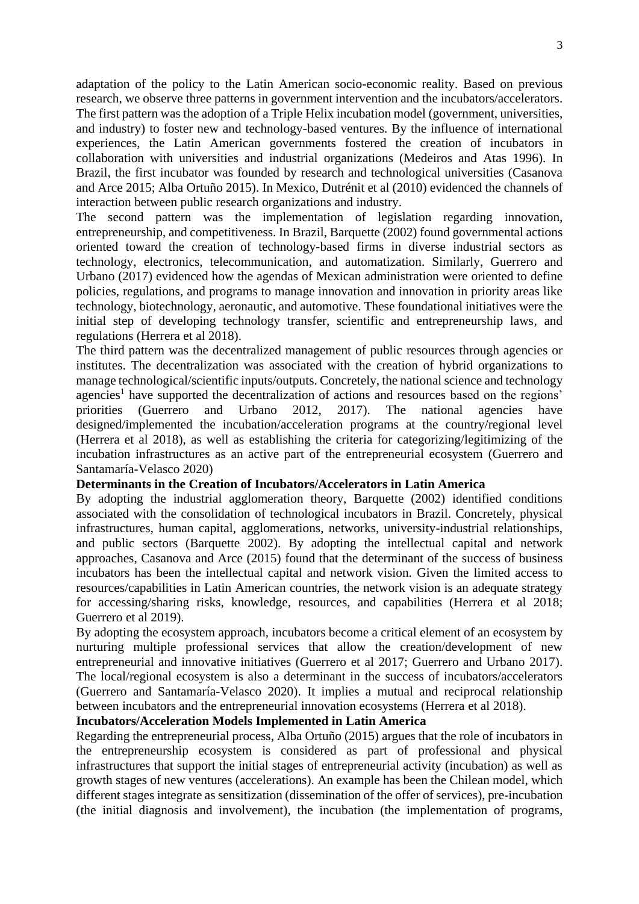adaptation of the policy to the Latin American socio-economic reality. Based on previous research, we observe three patterns in government intervention and the incubators/accelerators. The first pattern was the adoption of a Triple Helix incubation model (government, universities, and industry) to foster new and technology-based ventures. By the influence of international experiences, the Latin American governments fostered the creation of incubators in collaboration with universities and industrial organizations (Medeiros and Atas 1996). In Brazil, the first incubator was founded by research and technological universities (Casanova and Arce 2015; Alba Ortuño 2015). In Mexico, Dutrénit et al (2010) evidenced the channels of interaction between public research organizations and industry.

The second pattern was the implementation of legislation regarding innovation, entrepreneurship, and competitiveness. In Brazil, Barquette (2002) found governmental actions oriented toward the creation of technology-based firms in diverse industrial sectors as technology, electronics, telecommunication, and automatization. Similarly, Guerrero and Urbano (2017) evidenced how the agendas of Mexican administration were oriented to define policies, regulations, and programs to manage innovation and innovation in priority areas like technology, biotechnology, aeronautic, and automotive. These foundational initiatives were the initial step of developing technology transfer, scientific and entrepreneurship laws, and regulations (Herrera et al 2018).

The third pattern was the decentralized management of public resources through agencies or institutes. The decentralization was associated with the creation of hybrid organizations to manage technological/scientific inputs/outputs. Concretely, the national science and technology agencies[1] have supported the decentralization of actions and resources based on the regions' priorities (Guerrero and Urbano 2012, 2017). The national agencies have designed/implemented the incubation/acceleration programs at the country/regional level (Herrera et al 2018), as well as establishing the criteria for categorizing/legitimizing of the incubation infrastructures as an active part of the entrepreneurial ecosystem (Guerrero and Santamaría-Velasco 2020)

**Determinants in the Creation of Incubators/Accelerators in Latin America**

By adopting the industrial agglomeration theory, Barquette (2002) identified conditions associated with the consolidation of technological incubators in Brazil. Concretely, physical infrastructures, human capital, agglomerations, networks, university-industrial relationships, and public sectors (Barquette 2002). By adopting the intellectual capital and network approaches, Casanova and Arce (2015) found that the determinant of the success of business incubators has been the intellectual capital and network vision. Given the limited access to resources/capabilities in Latin American countries, the network vision is an adequate strategy for accessing/sharing risks, knowledge, resources, and capabilities (Herrera et al 2018; Guerrero et al 2019).

By adopting the ecosystem approach, incubators become a critical element of an ecosystem by nurturing multiple professional services that allow the creation/development of new entrepreneurial and innovative initiatives (Guerrero et al 2017; Guerrero and Urbano 2017). The local/regional ecosystem is also a determinant in the success of incubators/accelerators (Guerrero and Santamaría-Velasco 2020). It implies a mutual and reciprocal relationship between incubators and the entrepreneurial innovation ecosystems (Herrera et al 2018).

**Incubators/Acceleration Models Implemented in Latin America**

Regarding the entrepreneurial process, Alba Ortuño (2015) argues that the role of incubators in the entrepreneurship ecosystem is considered as part of professional and physical infrastructures that support the initial stages of entrepreneurial activity (incubation) as well as growth stages of new ventures (accelerations). An example has been the Chilean model, which different stages integrate as sensitization (dissemination of the offer of services), pre-incubation (the initial diagnosis and involvement), the incubation (the implementation of programs,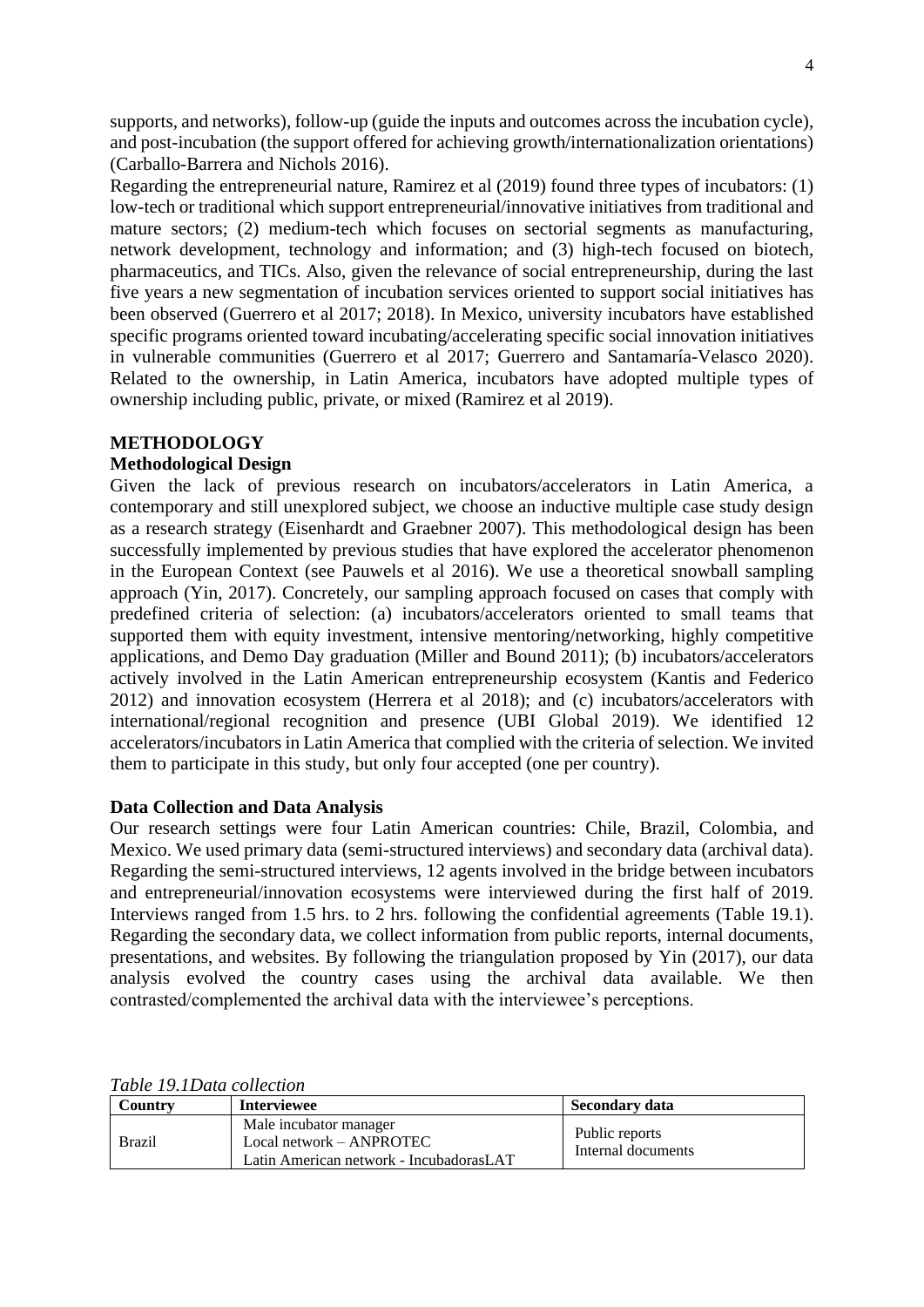supports, and networks), follow-up (guide the inputs and outcomes across the incubation cycle), and post-incubation (the support offered for achieving growth/internationalization orientations) (Carballo-Barrera and Nichols 2016).

Regarding the entrepreneurial nature, Ramirez et al (2019) found three types of incubators: (1) low-tech or traditional which support entrepreneurial/innovative initiatives from traditional and mature sectors; (2) medium-tech which focuses on sectorial segments as manufacturing, network development, technology and information; and (3) high-tech focused on biotech, pharmaceutics, and TICs. Also, given the relevance of social entrepreneurship, during the last five years a new segmentation of incubation services oriented to support social initiatives has been observed (Guerrero et al 2017; 2018). In Mexico, university incubators have established specific programs oriented toward incubating/accelerating specific social innovation initiatives in vulnerable communities (Guerrero et al 2017; Guerrero and Santamaría-Velasco 2020). Related to the ownership, in Latin America, incubators have adopted multiple types of ownership including public, private, or mixed (Ramirez et al 2019).

## METHODOLOGY

### Methodological Design

Given the lack of previous research on incubators/accelerators in Latin America, a contemporary and still unexplored subject, we choose an inductive multiple case study design as a research strategy (Eisenhardt and Graebner 2007). This methodological design has been successfully implemented by previous studies that have explored the accelerator phenomenon in the European Context (see Pauwels et al 2016). We use a theoretical snowball sampling approach (Yin, 2017). Concretely, our sampling approach focused on cases that comply with predefined criteria of selection: (a) incubators/accelerators oriented to small teams that supported them with equity investment, intensive mentoring/networking, highly competitive applications, and Demo Day graduation (Miller and Bound 2011); (b) incubators/accelerators actively involved in the Latin American entrepreneurship ecosystem (Kantis and Federico 2012) and innovation ecosystem (Herrera et al 2018); and (c) incubators/accelerators with international/regional recognition and presence (UBI Global 2019). We identified 12 accelerators/incubators in Latin America that complied with the criteria of selection. We invited them to participate in this study, but only four accepted (one per country).

### Data Collection and Data Analysis

Our research settings were four Latin American countries: Chile, Brazil, Colombia, and Mexico. We used primary data (semi-structured interviews) and secondary data (archival data). Regarding the semi-structured interviews, 12 agents involved in the bridge between incubators and entrepreneurial/innovation ecosystems were interviewed during the first half of 2019. Interviews ranged from 1.5 hrs. to 2 hrs. following the confidential agreements (Table 19.1). Regarding the secondary data, we collect information from public reports, internal documents, presentations, and websites. By following the triangulation proposed by Yin (2017), our data analysis evolved the country cases using the archival data available. We then contrasted/complemented the archival data with the interviewee's perceptions.

*Table 19.1Data collection*

| Country | Interviewee | Secondary data |
|---|---|---|
| Brazil | Male incubator manager<br>Local network – ANPROTEC<br>Latin American network - IncubadorasLAT | Public reports<br>Internal documents |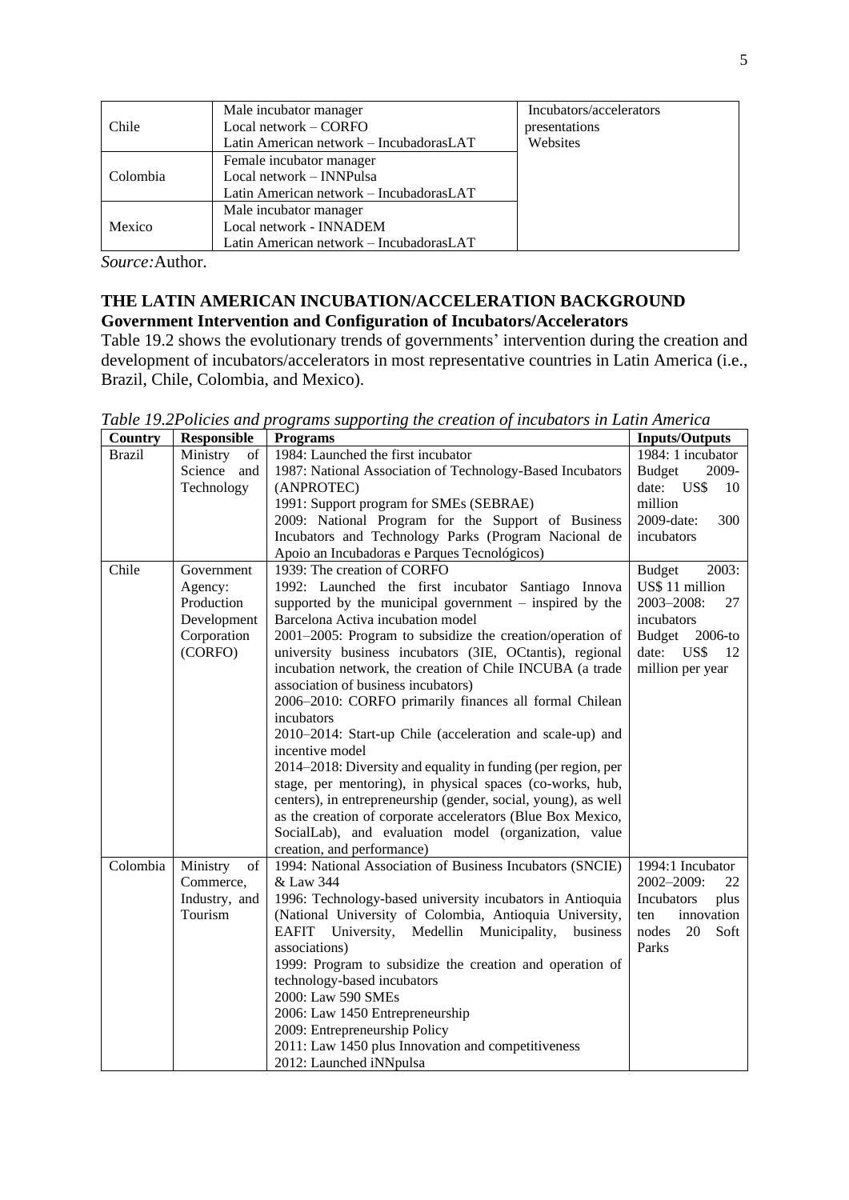| | | |
|---|---|---|
| Chile | Male incubator manager<br>Local network – CORFO<br>Latin American network – IncubadorasLAT | Incubators/accelerators presentations<br>Websites |
| Colombia | Female incubator manager<br>Local network – INNPulsa<br>Latin American network – IncubadorasLAT | |
| Mexico | Male incubator manager<br>Local network - INNADEM<br>Latin American network – IncubadorasLAT | |

*Source:*Author.

## THE LATIN AMERICAN INCUBATION/ACCELERATION BACKGROUND

### Government Intervention and Configuration of Incubators/Accelerators

Table 19.2 shows the evolutionary trends of governments' intervention during the creation and development of incubators/accelerators in most representative countries in Latin America (i.e., Brazil, Chile, Colombia, and Mexico).

*Table 19.2Policies and programs supporting the creation of incubators in Latin America*

| Country | Responsible | Programs | Inputs/Outputs |
|---|---|---|---|
| Brazil | Ministry of Science and Technology | 1984: Launched the first incubator<br>1987: National Association of Technology-Based Incubators (ANPROTEC)<br>1991: Support program for SMEs (SEBRAE)<br>2009: National Program for the Support of Business Incubators and Technology Parks (Program Nacional de Apoio an Incubadoras e Parques Tecnológicos) | 1984: 1 incubator<br>Budget 2009-date: US$ 10 million<br>2009-date: 300 incubators |
| Chile | Government Agency: Production Development Corporation (CORFO) | 1939: The creation of CORFO<br>1992: Launched the first incubator Santiago Innova supported by the municipal government – inspired by the Barcelona Activa incubation model<br>2001–2005: Program to subsidize the creation/operation of university business incubators (3IE, OCtantis), regional incubation network, the creation of Chile INCUBA (a trade association of business incubators)<br>2006–2010: CORFO primarily finances all formal Chilean incubators<br>2010–2014: Start-up Chile (acceleration and scale-up) and incentive model<br>2014–2018: Diversity and equality in funding (per region, per stage, per mentoring), in physical spaces (co-works, hub, centers), in entrepreneurship (gender, social, young), as well as the creation of corporate accelerators (Blue Box Mexico, SocialLab), and evaluation model (organization, value creation, and performance) | Budget 2003: US$ 11 million<br>2003–2008: 27 incubators<br>Budget 2006-to date: US$ 12 million per year |
| Colombia | Ministry of Commerce, Industry, and Tourism | 1994: National Association of Business Incubators (SNCIE) & Law 344<br>1996: Technology-based university incubators in Antioquia (National University of Colombia, Antioquia University, EAFIT University, Medellin Municipality, business associations)<br>1999: Program to subsidize the creation and operation of technology-based incubators<br>2000: Law 590 SMEs<br>2006: Law 1450 Entrepreneurship<br>2009: Entrepreneurship Policy<br>2011: Law 1450 plus Innovation and competitiveness<br>2012: Launched iNNpulsa | 1994:1 Incubator<br>2002–2009: 22 Incubators plus ten innovation nodes 20 Soft Parks |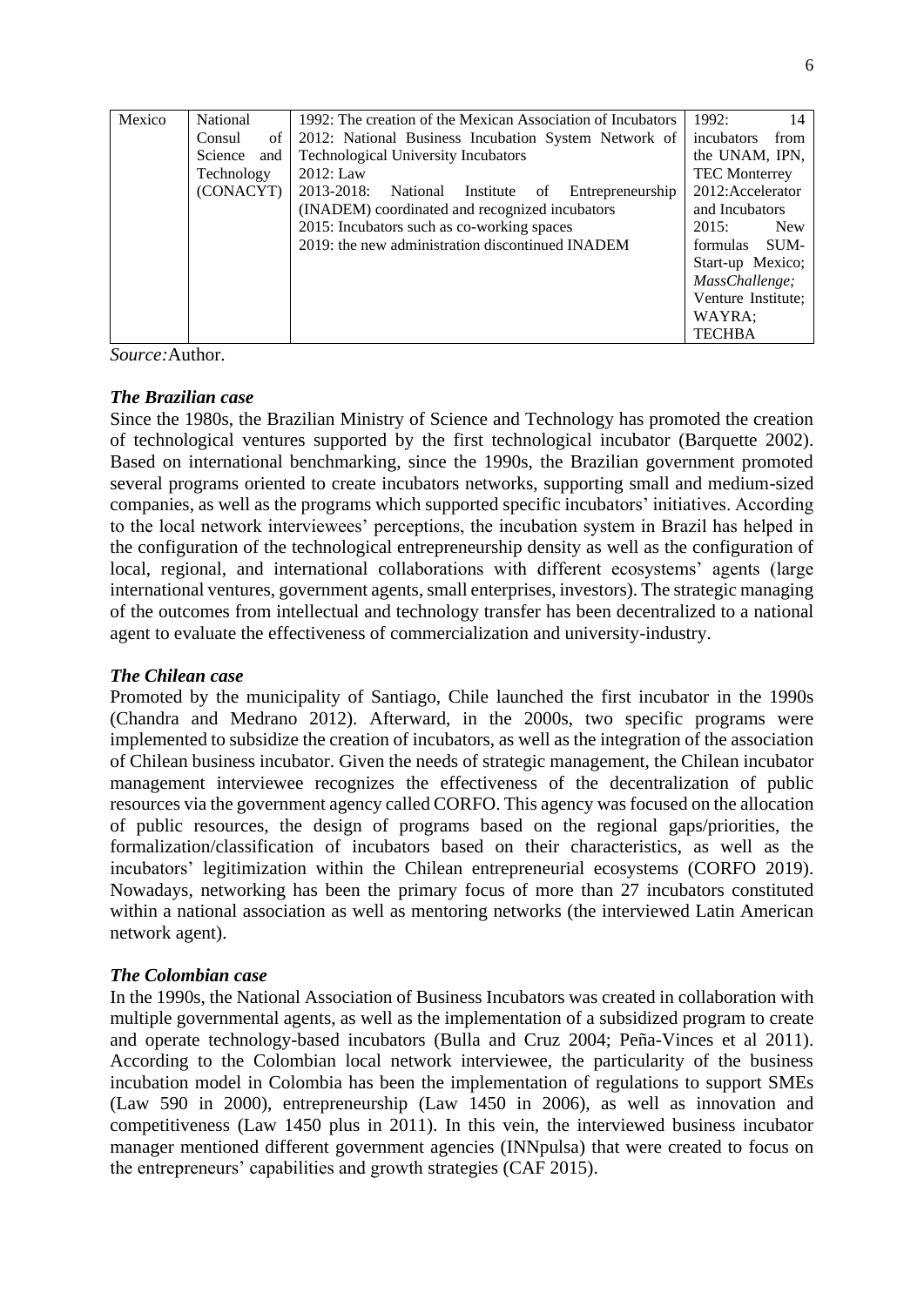| Mexico | National Consul of Science and Technology (CONACYT) | 1992: The creation of the Mexican Association of Incubators<br>2012: National Business Incubation System Network of Technological University Incubators<br>2012: Law<br>2013-2018: National Institute of Entrepreneurship (INADEM) coordinated and recognized incubators<br>2015: Incubators such as co-working spaces<br>2019: the new administration discontinued INADEM | 1992: 14 incubators from the UNAM, IPN, TEC Monterrey<br>2012:Accelerator and Incubators<br>2015: New formulas SUM-Start-up Mexico; *MassChallenge;* Venture Institute; WAYRA; TECHBA |
|---|---|---|---|

*Source:* Author.

***The Brazilian case***

Since the 1980s, the Brazilian Ministry of Science and Technology has promoted the creation of technological ventures supported by the first technological incubator (Barquette 2002). Based on international benchmarking, since the 1990s, the Brazilian government promoted several programs oriented to create incubators networks, supporting small and medium-sized companies, as well as the programs which supported specific incubators' initiatives. According to the local network interviewees' perceptions, the incubation system in Brazil has helped in the configuration of the technological entrepreneurship density as well as the configuration of local, regional, and international collaborations with different ecosystems' agents (large international ventures, government agents, small enterprises, investors). The strategic managing of the outcomes from intellectual and technology transfer has been decentralized to a national agent to evaluate the effectiveness of commercialization and university-industry.

***The Chilean case***

Promoted by the municipality of Santiago, Chile launched the first incubator in the 1990s (Chandra and Medrano 2012). Afterward, in the 2000s, two specific programs were implemented to subsidize the creation of incubators, as well as the integration of the association of Chilean business incubator. Given the needs of strategic management, the Chilean incubator management interviewee recognizes the effectiveness of the decentralization of public resources via the government agency called CORFO. This agency was focused on the allocation of public resources, the design of programs based on the regional gaps/priorities, the formalization/classification of incubators based on their characteristics, as well as the incubators' legitimization within the Chilean entrepreneurial ecosystems (CORFO 2019). Nowadays, networking has been the primary focus of more than 27 incubators constituted within a national association as well as mentoring networks (the interviewed Latin American network agent).

***The Colombian case***

In the 1990s, the National Association of Business Incubators was created in collaboration with multiple governmental agents, as well as the implementation of a subsidized program to create and operate technology-based incubators (Bulla and Cruz 2004; Peña-Vinces et al 2011). According to the Colombian local network interviewee, the particularity of the business incubation model in Colombia has been the implementation of regulations to support SMEs (Law 590 in 2000), entrepreneurship (Law 1450 in 2006), as well as innovation and competitiveness (Law 1450 plus in 2011). In this vein, the interviewed business incubator manager mentioned different government agencies (INNpulsa) that were created to focus on the entrepreneurs' capabilities and growth strategies (CAF 2015).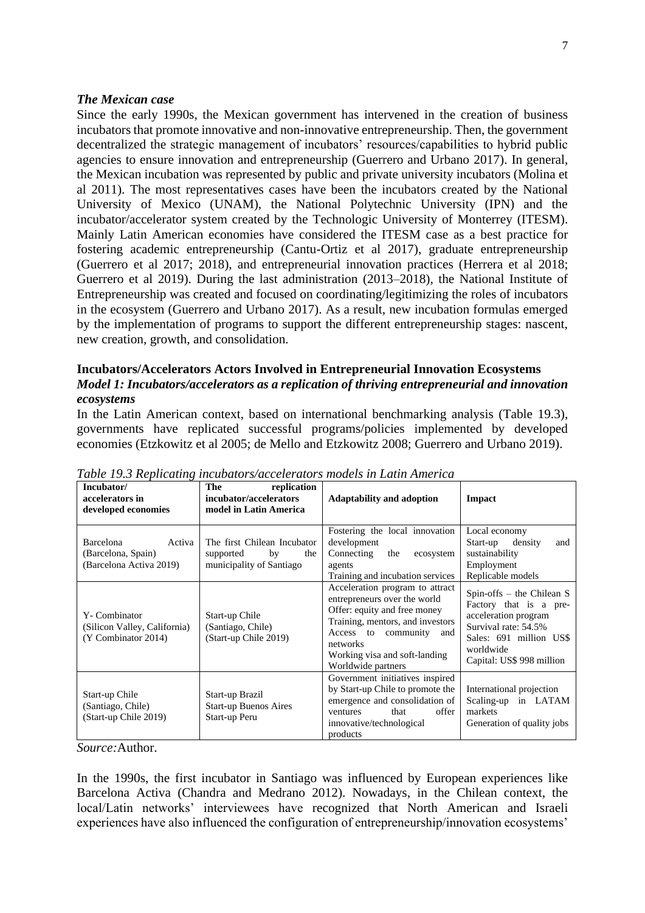### *The Mexican case*

Since the early 1990s, the Mexican government has intervened in the creation of business incubators that promote innovative and non-innovative entrepreneurship. Then, the government decentralized the strategic management of incubators' resources/capabilities to hybrid public agencies to ensure innovation and entrepreneurship (Guerrero and Urbano 2017). In general, the Mexican incubation was represented by public and private university incubators (Molina et al 2011). The most representatives cases have been the incubators created by the National University of Mexico (UNAM), the National Polytechnic University (IPN) and the incubator/accelerator system created by the Technologic University of Monterrey (ITESM). Mainly Latin American economies have considered the ITESM case as a best practice for fostering academic entrepreneurship (Cantu-Ortiz et al 2017), graduate entrepreneurship (Guerrero et al 2017; 2018), and entrepreneurial innovation practices (Herrera et al 2018; Guerrero et al 2019). During the last administration (2013–2018), the National Institute of Entrepreneurship was created and focused on coordinating/legitimizing the roles of incubators in the ecosystem (Guerrero and Urbano 2017). As a result, new incubation formulas emerged by the implementation of programs to support the different entrepreneurship stages: nascent, new creation, growth, and consolidation.

## Incubators/Accelerators Actors Involved in Entrepreneurial Innovation Ecosystems

### *Model 1: Incubators/accelerators as a replication of thriving entrepreneurial and innovation ecosystems*

In the Latin American context, based on international benchmarking analysis (Table 19.3), governments have replicated successful programs/policies implemented by developed economies (Etzkowitz et al 2005; de Mello and Etzkowitz 2008; Guerrero and Urbano 2019).

*Table 19.3 Replicating incubators/accelerators models in Latin America*

| Incubator/ accelerators in developed economies | The replication incubator/accelerators model in Latin America | Adaptability and adoption | Impact |
|---|---|---|---|
| Barcelona Activa (Barcelona, Spain) (Barcelona Activa 2019) | The first Chilean Incubator supported by the municipality of Santiago | Fostering the local innovation development<br>Connecting the ecosystem agents<br>Training and incubation services | Local economy<br>Start-up density and sustainability<br>Employment<br>Replicable models |
| Y- Combinator (Silicon Valley, California) (Y Combinator 2014) | Start-up Chile (Santiago, Chile) (Start-up Chile 2019) | Acceleration program to attract entrepreneurs over the world<br>Offer: equity and free money<br>Training, mentors, and investors<br>Access to community and networks<br>Working visa and soft-landing<br>Worldwide partners | Spin-offs – the Chilean S Factory that is a pre-acceleration program<br>Survival rate: 54.5%<br>Sales: 691 million US$ worldwide<br>Capital: US$ 998 million |
| Start-up Chile (Santiago, Chile) (Start-up Chile 2019) | Start-up Brazil<br>Start-up Buenos Aires<br>Start-up Peru | Government initiatives inspired by Start-up Chile to promote the emergence and consolidation of ventures that offer innovative/technological products | International projection<br>Scaling-up in LATAM markets<br>Generation of quality jobs |

*Source:* Author.

In the 1990s, the first incubator in Santiago was influenced by European experiences like Barcelona Activa (Chandra and Medrano 2012). Nowadays, in the Chilean context, the local/Latin networks' interviewees have recognized that North American and Israeli experiences have also influenced the configuration of entrepreneurship/innovation ecosystems'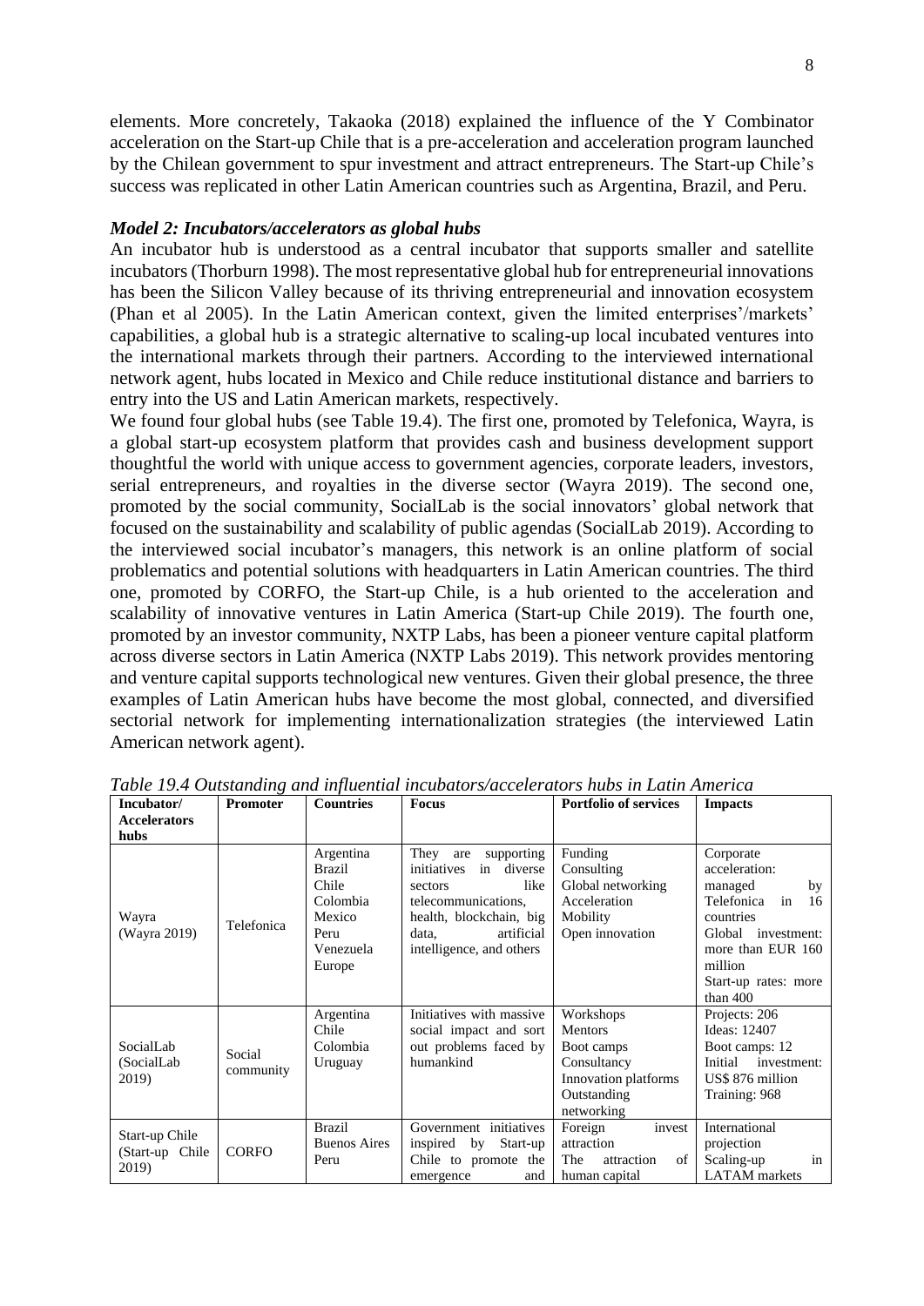elements. More concretely, Takaoka (2018) explained the influence of the Y Combinator acceleration on the Start-up Chile that is a pre-acceleration and acceleration program launched by the Chilean government to spur investment and attract entrepreneurs. The Start-up Chile's success was replicated in other Latin American countries such as Argentina, Brazil, and Peru.

***Model 2: Incubators/accelerators as global hubs***

An incubator hub is understood as a central incubator that supports smaller and satellite incubators (Thorburn 1998). The most representative global hub for entrepreneurial innovations has been the Silicon Valley because of its thriving entrepreneurial and innovation ecosystem (Phan et al 2005). In the Latin American context, given the limited enterprises'/markets' capabilities, a global hub is a strategic alternative to scaling-up local incubated ventures into the international markets through their partners. According to the interviewed international network agent, hubs located in Mexico and Chile reduce institutional distance and barriers to entry into the US and Latin American markets, respectively.

We found four global hubs (see Table 19.4). The first one, promoted by Telefonica, Wayra, is a global start-up ecosystem platform that provides cash and business development support thoughtful the world with unique access to government agencies, corporate leaders, investors, serial entrepreneurs, and royalties in the diverse sector (Wayra 2019). The second one, promoted by the social community, SocialLab is the social innovators' global network that focused on the sustainability and scalability of public agendas (SocialLab 2019). According to the interviewed social incubator's managers, this network is an online platform of social problematics and potential solutions with headquarters in Latin American countries. The third one, promoted by CORFO, the Start-up Chile, is a hub oriented to the acceleration and scalability of innovative ventures in Latin America (Start-up Chile 2019). The fourth one, promoted by an investor community, NXTP Labs, has been a pioneer venture capital platform across diverse sectors in Latin America (NXTP Labs 2019). This network provides mentoring and venture capital supports technological new ventures. Given their global presence, the three examples of Latin American hubs have become the most global, connected, and diversified sectorial network for implementing internationalization strategies (the interviewed Latin American network agent).

*Table 19.4 Outstanding and influential incubators/accelerators hubs in Latin America*

| Incubator/ Accelerators hubs | Promoter | Countries | Focus | Portfolio of services | Impacts |
|---|---|---|---|---|---|
| Wayra (Wayra 2019) | Telefonica | Argentina<br>Brazil<br>Chile<br>Colombia<br>Mexico<br>Peru<br>Venezuela<br>Europe | They are supporting initiatives in diverse sectors like telecommunications, health, blockchain, big data, artificial intelligence, and others | Funding<br>Consulting<br>Global networking<br>Acceleration<br>Mobility<br>Open innovation | Corporate acceleration: managed by Telefonica in 16 countries<br>Global investment: more than EUR 160 million<br>Start-up rates: more than 400 |
| SocialLab (SocialLab 2019) | Social community | Argentina<br>Chile<br>Colombia<br>Uruguay | Initiatives with massive social impact and sort out problems faced by humankind | Workshops<br>Mentors<br>Boot camps<br>Consultancy<br>Innovation platforms<br>Outstanding networking | Projects: 206<br>Ideas: 12407<br>Boot camps: 12<br>Initial investment: US$ 876 million<br>Training: 968 |
| Start-up Chile (Start-up Chile 2019) | CORFO | Brazil<br>Buenos Aires<br>Peru | Government initiatives inspired by Start-up Chile to promote the emergence and | Foreign invest attraction<br>The attraction of human capital | International projection<br>Scaling-up in LATAM markets |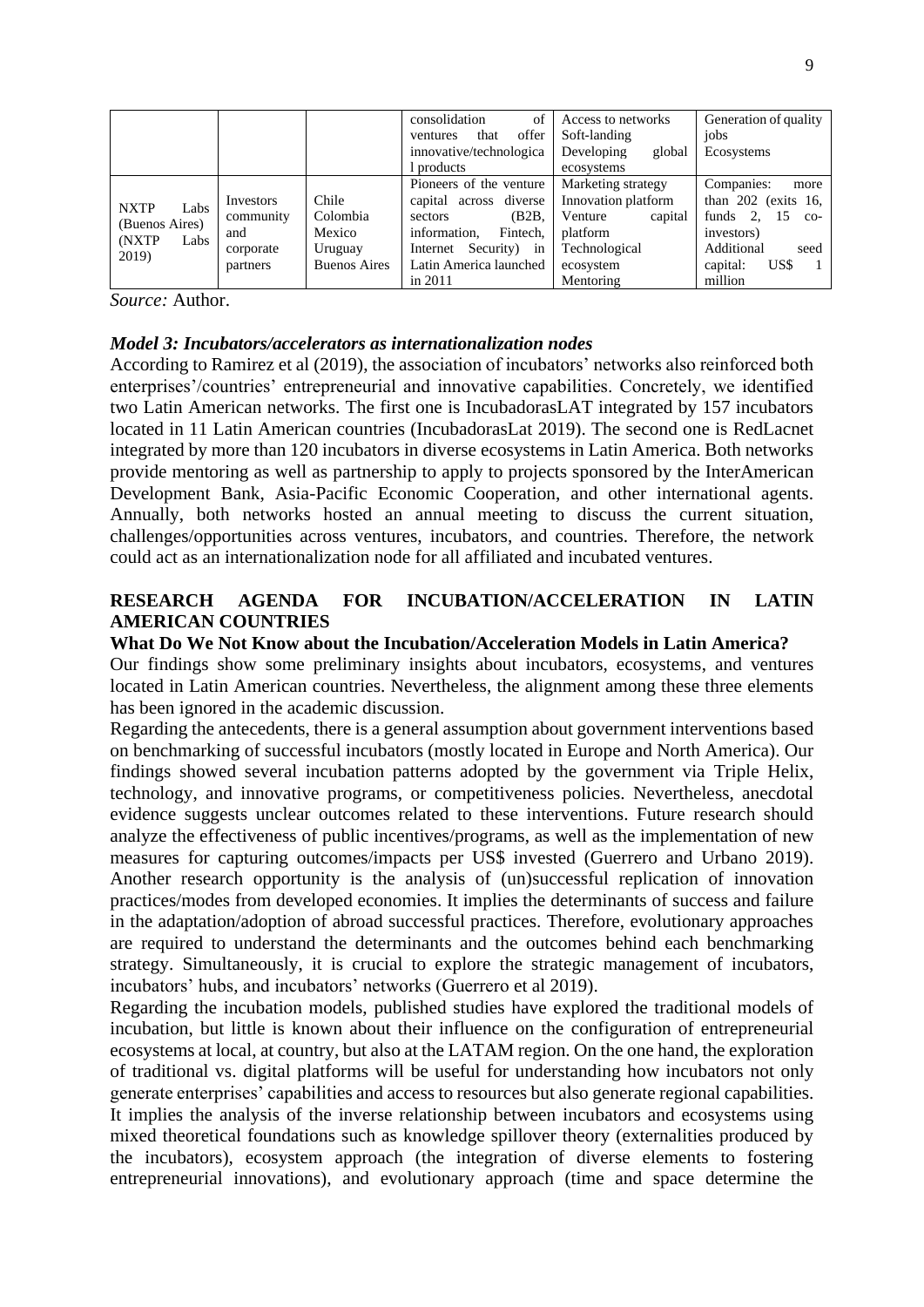|  |  |  | consolidation of ventures that offer innovative/technological products | Access to networks Soft-landing Developing global ecosystems | Generation of quality jobs Ecosystems |
|---|---|---|---|---|---|
| NXTP Labs (Buenos Aires) (NXTP Labs 2019) | Investors community and corporate partners | Chile Colombia Mexico Uruguay Buenos Aires | Pioneers of the venture capital across diverse sectors (B2B, information, Fintech, Internet Security) in Latin America launched in 2011 | Marketing strategy Innovation platform Venture capital platform Technological ecosystem Mentoring | Companies: more than 202 (exits 16, funds 2, 15 co-investors) Additional seed capital: US$ 1 million |

*Source:* Author.

***Model 3: Incubators/accelerators as internationalization nodes***

According to Ramirez et al (2019), the association of incubators' networks also reinforced both enterprises'/countries' entrepreneurial and innovative capabilities. Concretely, we identified two Latin American networks. The first one is IncubadorasLAT integrated by 157 incubators located in 11 Latin American countries (IncubadorasLat 2019). The second one is RedLacnet integrated by more than 120 incubators in diverse ecosystems in Latin America. Both networks provide mentoring as well as partnership to apply to projects sponsored by the InterAmerican Development Bank, Asia-Pacific Economic Cooperation, and other international agents. Annually, both networks hosted an annual meeting to discuss the current situation, challenges/opportunities across ventures, incubators, and countries. Therefore, the network could act as an internationalization node for all affiliated and incubated ventures.

## RESEARCH AGENDA FOR INCUBATION/ACCELERATION IN LATIN AMERICAN COUNTRIES

**What Do We Not Know about the Incubation/Acceleration Models in Latin America?**

Our findings show some preliminary insights about incubators, ecosystems, and ventures located in Latin American countries. Nevertheless, the alignment among these three elements has been ignored in the academic discussion.

Regarding the antecedents, there is a general assumption about government interventions based on benchmarking of successful incubators (mostly located in Europe and North America). Our findings showed several incubation patterns adopted by the government via Triple Helix, technology, and innovative programs, or competitiveness policies. Nevertheless, anecdotal evidence suggests unclear outcomes related to these interventions. Future research should analyze the effectiveness of public incentives/programs, as well as the implementation of new measures for capturing outcomes/impacts per US$ invested (Guerrero and Urbano 2019). Another research opportunity is the analysis of (un)successful replication of innovation practices/modes from developed economies. It implies the determinants of success and failure in the adaptation/adoption of abroad successful practices. Therefore, evolutionary approaches are required to understand the determinants and the outcomes behind each benchmarking strategy. Simultaneously, it is crucial to explore the strategic management of incubators, incubators' hubs, and incubators' networks (Guerrero et al 2019).

Regarding the incubation models, published studies have explored the traditional models of incubation, but little is known about their influence on the configuration of entrepreneurial ecosystems at local, at country, but also at the LATAM region. On the one hand, the exploration of traditional vs. digital platforms will be useful for understanding how incubators not only generate enterprises' capabilities and access to resources but also generate regional capabilities. It implies the analysis of the inverse relationship between incubators and ecosystems using mixed theoretical foundations such as knowledge spillover theory (externalities produced by the incubators), ecosystem approach (the integration of diverse elements to fostering entrepreneurial innovations), and evolutionary approach (time and space determine the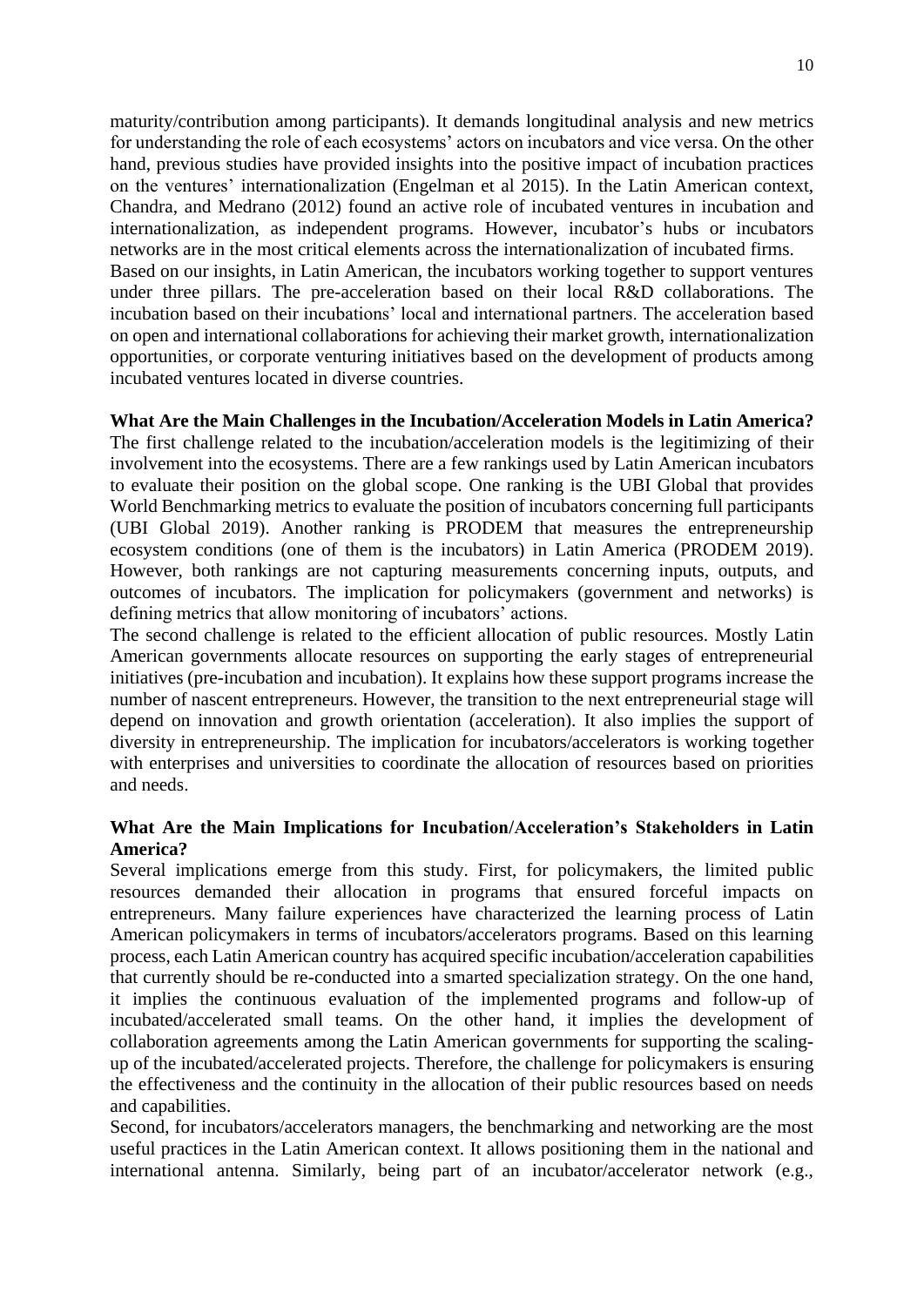maturity/contribution among participants). It demands longitudinal analysis and new metrics for understanding the role of each ecosystems' actors on incubators and vice versa. On the other hand, previous studies have provided insights into the positive impact of incubation practices on the ventures' internationalization (Engelman et al 2015). In the Latin American context, Chandra, and Medrano (2012) found an active role of incubated ventures in incubation and internationalization, as independent programs. However, incubator's hubs or incubators networks are in the most critical elements across the internationalization of incubated firms.

Based on our insights, in Latin American, the incubators working together to support ventures under three pillars. The pre-acceleration based on their local R&D collaborations. The incubation based on their incubations' local and international partners. The acceleration based on open and international collaborations for achieving their market growth, internationalization opportunities, or corporate venturing initiatives based on the development of products among incubated ventures located in diverse countries.

**What Are the Main Challenges in the Incubation/Acceleration Models in Latin America?**

The first challenge related to the incubation/acceleration models is the legitimizing of their involvement into the ecosystems. There are a few rankings used by Latin American incubators to evaluate their position on the global scope. One ranking is the UBI Global that provides World Benchmarking metrics to evaluate the position of incubators concerning full participants (UBI Global 2019). Another ranking is PRODEM that measures the entrepreneurship ecosystem conditions (one of them is the incubators) in Latin America (PRODEM 2019). However, both rankings are not capturing measurements concerning inputs, outputs, and outcomes of incubators. The implication for policymakers (government and networks) is defining metrics that allow monitoring of incubators' actions.

The second challenge is related to the efficient allocation of public resources. Mostly Latin American governments allocate resources on supporting the early stages of entrepreneurial initiatives (pre-incubation and incubation). It explains how these support programs increase the number of nascent entrepreneurs. However, the transition to the next entrepreneurial stage will depend on innovation and growth orientation (acceleration). It also implies the support of diversity in entrepreneurship. The implication for incubators/accelerators is working together with enterprises and universities to coordinate the allocation of resources based on priorities and needs.

**What Are the Main Implications for Incubation/Acceleration's Stakeholders in Latin America?**

Several implications emerge from this study. First, for policymakers, the limited public resources demanded their allocation in programs that ensured forceful impacts on entrepreneurs. Many failure experiences have characterized the learning process of Latin American policymakers in terms of incubators/accelerators programs. Based on this learning process, each Latin American country has acquired specific incubation/acceleration capabilities that currently should be re-conducted into a smarted specialization strategy. On the one hand, it implies the continuous evaluation of the implemented programs and follow-up of incubated/accelerated small teams. On the other hand, it implies the development of collaboration agreements among the Latin American governments for supporting the scaling-up of the incubated/accelerated projects. Therefore, the challenge for policymakers is ensuring the effectiveness and the continuity in the allocation of their public resources based on needs and capabilities.

Second, for incubators/accelerators managers, the benchmarking and networking are the most useful practices in the Latin American context. It allows positioning them in the national and international antenna. Similarly, being part of an incubator/accelerator network (e.g.,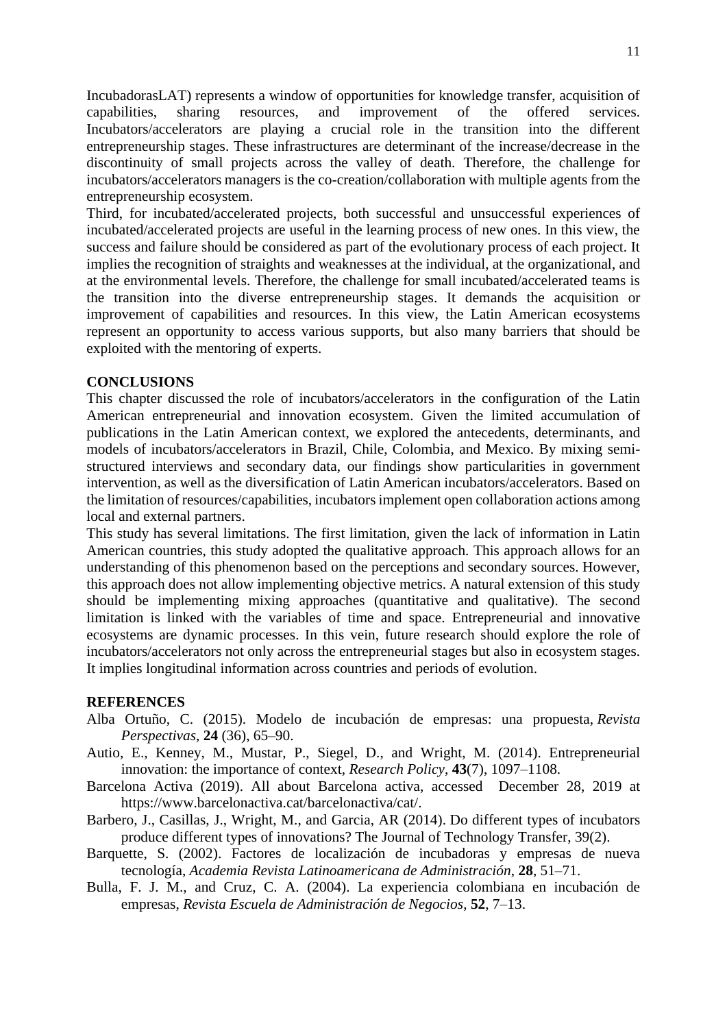IncubadorasLAT) represents a window of opportunities for knowledge transfer, acquisition of capabilities, sharing resources, and improvement of the offered services. Incubators/accelerators are playing a crucial role in the transition into the different entrepreneurship stages. These infrastructures are determinant of the increase/decrease in the discontinuity of small projects across the valley of death. Therefore, the challenge for incubators/accelerators managers is the co-creation/collaboration with multiple agents from the entrepreneurship ecosystem.

Third, for incubated/accelerated projects, both successful and unsuccessful experiences of incubated/accelerated projects are useful in the learning process of new ones. In this view, the success and failure should be considered as part of the evolutionary process of each project. It implies the recognition of straights and weaknesses at the individual, at the organizational, and at the environmental levels. Therefore, the challenge for small incubated/accelerated teams is the transition into the diverse entrepreneurship stages. It demands the acquisition or improvement of capabilities and resources. In this view, the Latin American ecosystems represent an opportunity to access various supports, but also many barriers that should be exploited with the mentoring of experts.

## CONCLUSIONS

This chapter discussed the role of incubators/accelerators in the configuration of the Latin American entrepreneurial and innovation ecosystem. Given the limited accumulation of publications in the Latin American context, we explored the antecedents, determinants, and models of incubators/accelerators in Brazil, Chile, Colombia, and Mexico. By mixing semi-structured interviews and secondary data, our findings show particularities in government intervention, as well as the diversification of Latin American incubators/accelerators. Based on the limitation of resources/capabilities, incubators implement open collaboration actions among local and external partners.

This study has several limitations. The first limitation, given the lack of information in Latin American countries, this study adopted the qualitative approach. This approach allows for an understanding of this phenomenon based on the perceptions and secondary sources. However, this approach does not allow implementing objective metrics. A natural extension of this study should be implementing mixing approaches (quantitative and qualitative). The second limitation is linked with the variables of time and space. Entrepreneurial and innovative ecosystems are dynamic processes. In this vein, future research should explore the role of incubators/accelerators not only across the entrepreneurial stages but also in ecosystem stages. It implies longitudinal information across countries and periods of evolution.

## REFERENCES

Alba Ortuño, C. (2015). Modelo de incubación de empresas: una propuesta, *Revista Perspectivas*, **24** (36), 65–90.

Autio, E., Kenney, M., Mustar, P., Siegel, D., and Wright, M. (2014). Entrepreneurial innovation: the importance of context, *Research Policy*, **43**(7), 1097–1108.

Barcelona Activa (2019). All about Barcelona activa, accessed December 28, 2019 at https://www.barcelonactiva.cat/barcelonactiva/cat/.

Barbero, J., Casillas, J., Wright, M., and Garcia, AR (2014). Do different types of incubators produce different types of innovations? The Journal of Technology Transfer, 39(2).

Barquette, S. (2002). Factores de localización de incubadoras y empresas de nueva tecnología, *Academia Revista Latinoamericana de Administración*, **28**, 51–71.

Bulla, F. J. M., and Cruz, C. A. (2004). La experiencia colombiana en incubación de empresas, *Revista Escuela de Administración de Negocios*, **52**, 7–13.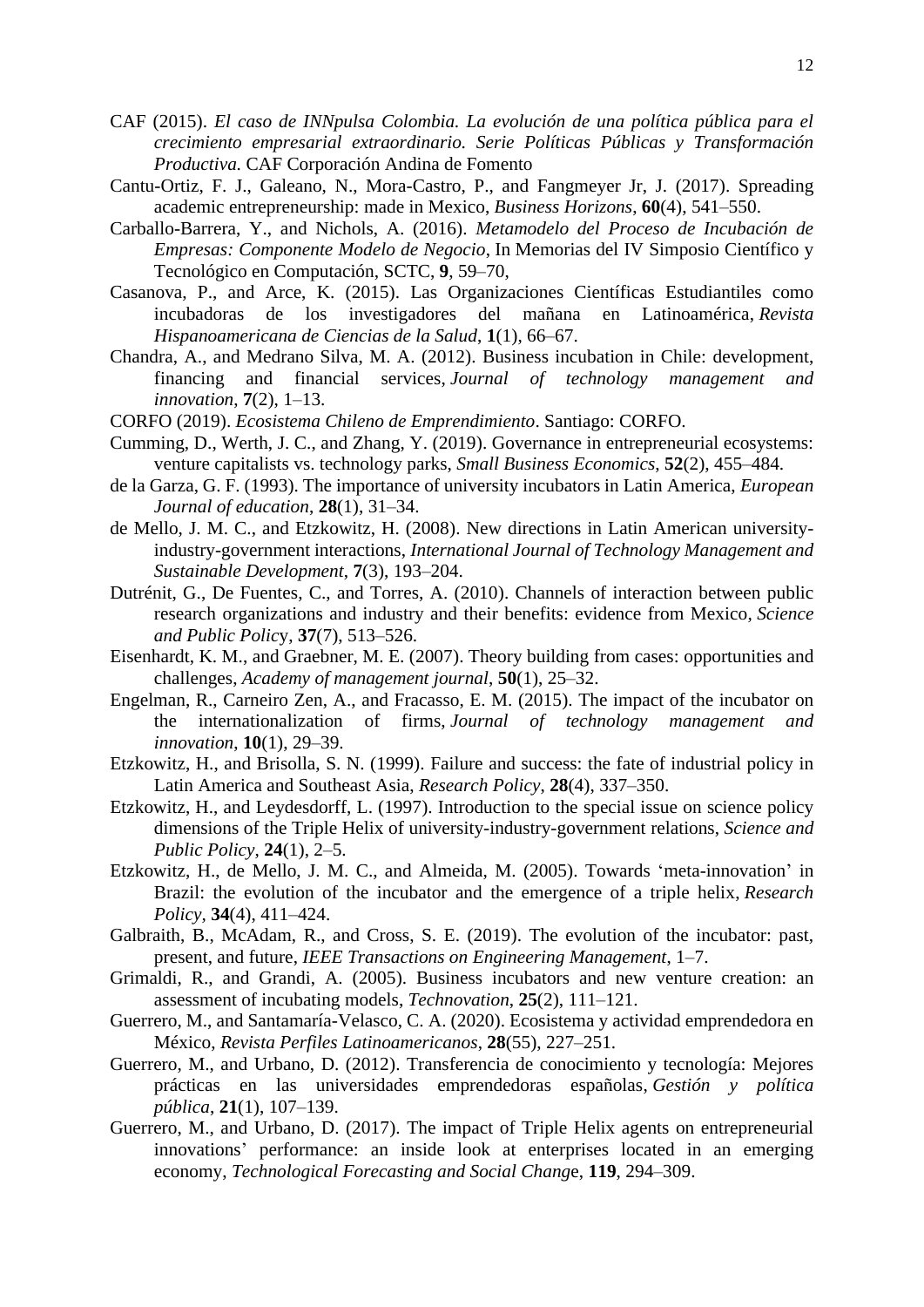CAF (2015). *El caso de INNpulsa Colombia. La evolución de una política pública para el crecimiento empresarial extraordinario. Serie Políticas Públicas y Transformación Productiva.* CAF Corporación Andina de Fomento

Cantu-Ortiz, F. J., Galeano, N., Mora-Castro, P., and Fangmeyer Jr, J. (2017). Spreading academic entrepreneurship: made in Mexico, *Business Horizons*, **60**(4), 541–550.

Carballo-Barrera, Y., and Nichols, A. (2016). *Metamodelo del Proceso de Incubación de Empresas: Componente Modelo de Negocio*, In Memorias del IV Simposio Científico y Tecnológico en Computación, SCTC, **9**, 59–70,

Casanova, P., and Arce, K. (2015). Las Organizaciones Científicas Estudiantiles como incubadoras de los investigadores del mañana en Latinoamérica, *Revista Hispanoamericana de Ciencias de la Salud*, **1**(1), 66–67.

Chandra, A., and Medrano Silva, M. A. (2012). Business incubation in Chile: development, financing and financial services, *Journal of technology management and innovation*, **7**(2), 1–13.

CORFO (2019). *Ecosistema Chileno de Emprendimiento*. Santiago: CORFO.

Cumming, D., Werth, J. C., and Zhang, Y. (2019). Governance in entrepreneurial ecosystems: venture capitalists vs. technology parks, *Small Business Economics*, **52**(2), 455–484.

de la Garza, G. F. (1993). The importance of university incubators in Latin America, *European Journal of education*, **28**(1), 31–34.

de Mello, J. M. C., and Etzkowitz, H. (2008). New directions in Latin American university-industry-government interactions, *International Journal of Technology Management and Sustainable Development*, **7**(3), 193–204.

Dutrénit, G., De Fuentes, C., and Torres, A. (2010). Channels of interaction between public research organizations and industry and their benefits: evidence from Mexico, *Science and Public Policy*, **37**(7), 513–526.

Eisenhardt, K. M., and Graebner, M. E. (2007). Theory building from cases: opportunities and challenges, *Academy of management journal*, **50**(1), 25–32.

Engelman, R., Carneiro Zen, A., and Fracasso, E. M. (2015). The impact of the incubator on the internationalization of firms, *Journal of technology management and innovation*, **10**(1), 29–39.

Etzkowitz, H., and Brisolla, S. N. (1999). Failure and success: the fate of industrial policy in Latin America and Southeast Asia, *Research Policy*, **28**(4), 337–350.

Etzkowitz, H., and Leydesdorff, L. (1997). Introduction to the special issue on science policy dimensions of the Triple Helix of university-industry-government relations, *Science and Public Policy*, **24**(1), 2–5.

Etzkowitz, H., de Mello, J. M. C., and Almeida, M. (2005). Towards 'meta-innovation' in Brazil: the evolution of the incubator and the emergence of a triple helix, *Research Policy*, **34**(4), 411–424.

Galbraith, B., McAdam, R., and Cross, S. E. (2019). The evolution of the incubator: past, present, and future, *IEEE Transactions on Engineering Management*, 1–7.

Grimaldi, R., and Grandi, A. (2005). Business incubators and new venture creation: an assessment of incubating models, *Technovation*, **25**(2), 111–121.

Guerrero, M., and Santamaría-Velasco, C. A. (2020). Ecosistema y actividad emprendedora en México, *Revista Perfiles Latinoamericanos*, **28**(55), 227–251.

Guerrero, M., and Urbano, D. (2012). Transferencia de conocimiento y tecnología: Mejores prácticas en las universidades emprendedoras españolas, *Gestión y política pública*, **21**(1), 107–139.

Guerrero, M., and Urbano, D. (2017). The impact of Triple Helix agents on entrepreneurial innovations' performance: an inside look at enterprises located in an emerging economy, *Technological Forecasting and Social Change*, **119**, 294–309.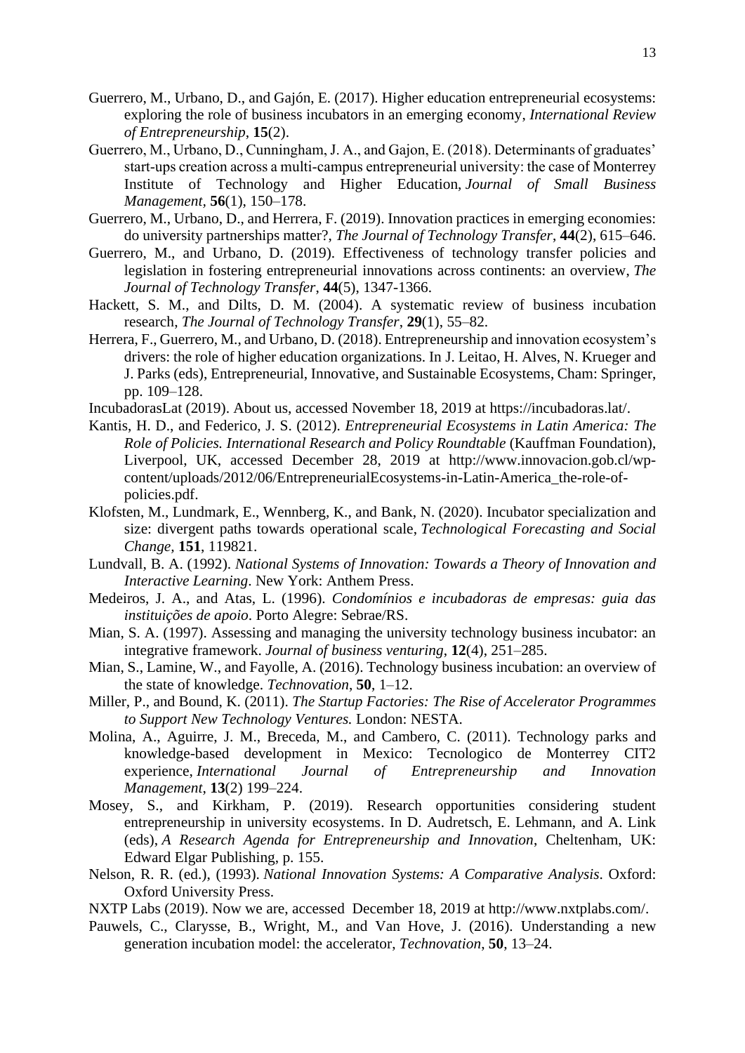Guerrero, M., Urbano, D., and Gajón, E. (2017). Higher education entrepreneurial ecosystems: exploring the role of business incubators in an emerging economy, *International Review of Entrepreneurship*, **15**(2).

Guerrero, M., Urbano, D., Cunningham, J. A., and Gajon, E. (2018). Determinants of graduates' start-ups creation across a multi-campus entrepreneurial university: the case of Monterrey Institute of Technology and Higher Education, *Journal of Small Business Management*, **56**(1), 150–178.

Guerrero, M., Urbano, D., and Herrera, F. (2019). Innovation practices in emerging economies: do university partnerships matter?, *The Journal of Technology Transfer*, **44**(2), 615–646.

Guerrero, M., and Urbano, D. (2019). Effectiveness of technology transfer policies and legislation in fostering entrepreneurial innovations across continents: an overview, *The Journal of Technology Transfer*, **44**(5), 1347-1366.

Hackett, S. M., and Dilts, D. M. (2004). A systematic review of business incubation research, *The Journal of Technology Transfer*, **29**(1), 55–82.

Herrera, F., Guerrero, M., and Urbano, D. (2018). Entrepreneurship and innovation ecosystem's drivers: the role of higher education organizations. In J. Leitao, H. Alves, N. Krueger and J. Parks (eds), Entrepreneurial, Innovative, and Sustainable Ecosystems, Cham: Springer, pp. 109–128.

IncubadorasLat (2019). About us, accessed November 18, 2019 at https://incubadoras.lat/.

Kantis, H. D., and Federico, J. S. (2012). *Entrepreneurial Ecosystems in Latin America: The Role of Policies. International Research and Policy Roundtable* (Kauffman Foundation), Liverpool, UK, accessed December 28, 2019 at http://www.innovacion.gob.cl/wp-content/uploads/2012/06/EntrepreneurialEcosystems-in-Latin-America_the-role-of-policies.pdf.

Klofsten, M., Lundmark, E., Wennberg, K., and Bank, N. (2020). Incubator specialization and size: divergent paths towards operational scale, *Technological Forecasting and Social Change*, **151**, 119821.

Lundvall, B. A. (1992). *National Systems of Innovation: Towards a Theory of Innovation and Interactive Learning*. New York: Anthem Press.

Medeiros, J. A., and Atas, L. (1996). *Condomínios e incubadoras de empresas: guia das instituições de apoio*. Porto Alegre: Sebrae/RS.

Mian, S. A. (1997). Assessing and managing the university technology business incubator: an integrative framework. *Journal of business venturing*, **12**(4), 251–285.

Mian, S., Lamine, W., and Fayolle, A. (2016). Technology business incubation: an overview of the state of knowledge. *Technovation*, **50**, 1–12.

Miller, P., and Bound, K. (2011). *The Startup Factories: The Rise of Accelerator Programmes to Support New Technology Ventures.* London: NESTA.

Molina, A., Aguirre, J. M., Breceda, M., and Cambero, C. (2011). Technology parks and knowledge-based development in Mexico: Tecnologico de Monterrey CIT2 experience, *International Journal of Entrepreneurship and Innovation Management*, **13**(2) 199–224.

Mosey, S., and Kirkham, P. (2019). Research opportunities considering student entrepreneurship in university ecosystems. In D. Audretsch, E. Lehmann, and A. Link (eds), *A Research Agenda for Entrepreneurship and Innovation*, Cheltenham, UK: Edward Elgar Publishing, p. 155.

Nelson, R. R. (ed.), (1993). *National Innovation Systems: A Comparative Analysis*. Oxford: Oxford University Press.

NXTP Labs (2019). Now we are, accessed December 18, 2019 at http://www.nxtplabs.com/.

Pauwels, C., Clarysse, B., Wright, M., and Van Hove, J. (2016). Understanding a new generation incubation model: the accelerator, *Technovation*, **50**, 13–24.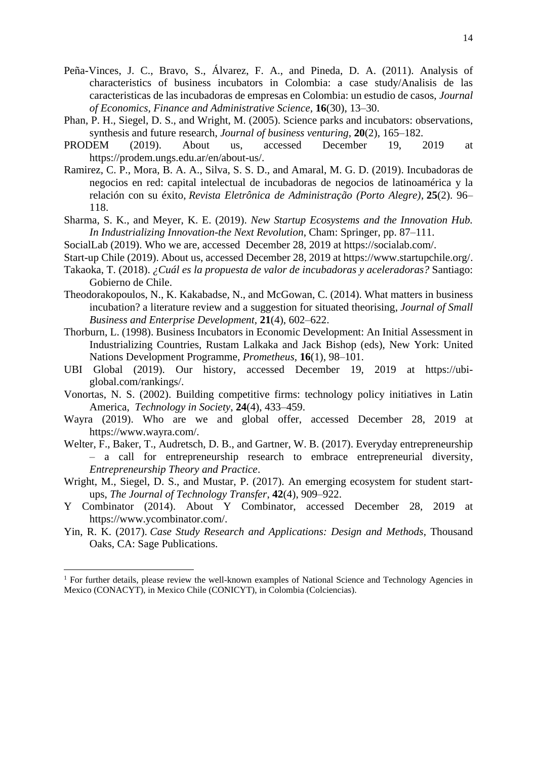Peña-Vinces, J. C., Bravo, S., Álvarez, F. A., and Pineda, D. A. (2011). Analysis of characteristics of business incubators in Colombia: a case study/Analisis de las caracteristicas de las incubadoras de empresas en Colombia: un estudio de casos, *Journal of Economics, Finance and Administrative Science*, **16**(30), 13–30.

Phan, P. H., Siegel, D. S., and Wright, M. (2005). Science parks and incubators: observations, synthesis and future research, *Journal of business venturing*, **20**(2), 165–182.

PRODEM (2019). About us, accessed December 19, 2019 at https://prodem.ungs.edu.ar/en/about-us/.

Ramirez, C. P., Mora, B. A. A., Silva, S. S. D., and Amaral, M. G. D. (2019). Incubadoras de negocios en red: capital intelectual de incubadoras de negocios de latinoamérica y la relación con su éxito, *Revista Eletrônica de Administração (Porto Alegre)*, **25**(2). 96–118.

Sharma, S. K., and Meyer, K. E. (2019). *New Startup Ecosystems and the Innovation Hub. In Industrializing Innovation-the Next Revolution*, Cham: Springer, pp. 87–111.

SocialLab (2019). Who we are, accessed December 28, 2019 at https://socialab.com/.

Start-up Chile (2019). About us, accessed December 28, 2019 at https://www.startupchile.org/.

Takaoka, T. (2018). *¿Cuál es la propuesta de valor de incubadoras y aceleradoras?* Santiago: Gobierno de Chile.

Theodorakopoulos, N., K. Kakabadse, N., and McGowan, C. (2014). What matters in business incubation? a literature review and a suggestion for situated theorising, *Journal of Small Business and Enterprise Development*, **21**(4), 602–622.

Thorburn, L. (1998). Business Incubators in Economic Development: An Initial Assessment in Industrializing Countries, Rustam Lalkaka and Jack Bishop (eds), New York: United Nations Development Programme, *Prometheus*, **16**(1), 98–101.

UBI Global (2019). Our history, accessed December 19, 2019 at https://ubi-global.com/rankings/.

Vonortas, N. S. (2002). Building competitive firms: technology policy initiatives in Latin America, *Technology in Society*, **24**(4), 433–459.

Wayra (2019). Who are we and global offer, accessed December 28, 2019 at https://www.wayra.com/.

Welter, F., Baker, T., Audretsch, D. B., and Gartner, W. B. (2017). Everyday entrepreneurship – a call for entrepreneurship research to embrace entrepreneurial diversity, *Entrepreneurship Theory and Practice*.

Wright, M., Siegel, D. S., and Mustar, P. (2017). An emerging ecosystem for student start-ups, *The Journal of Technology Transfer*, **42**(4), 909–922.

Y Combinator (2014). About Y Combinator, accessed December 28, 2019 at https://www.ycombinator.com/.

Yin, R. K. (2017). *Case Study Research and Applications: Design and Methods*, Thousand Oaks, CA: Sage Publications.

---

[1] For further details, please review the well-known examples of National Science and Technology Agencies in Mexico (CONACYT), in Mexico Chile (CONICYT), in Colombia (Colciencias).